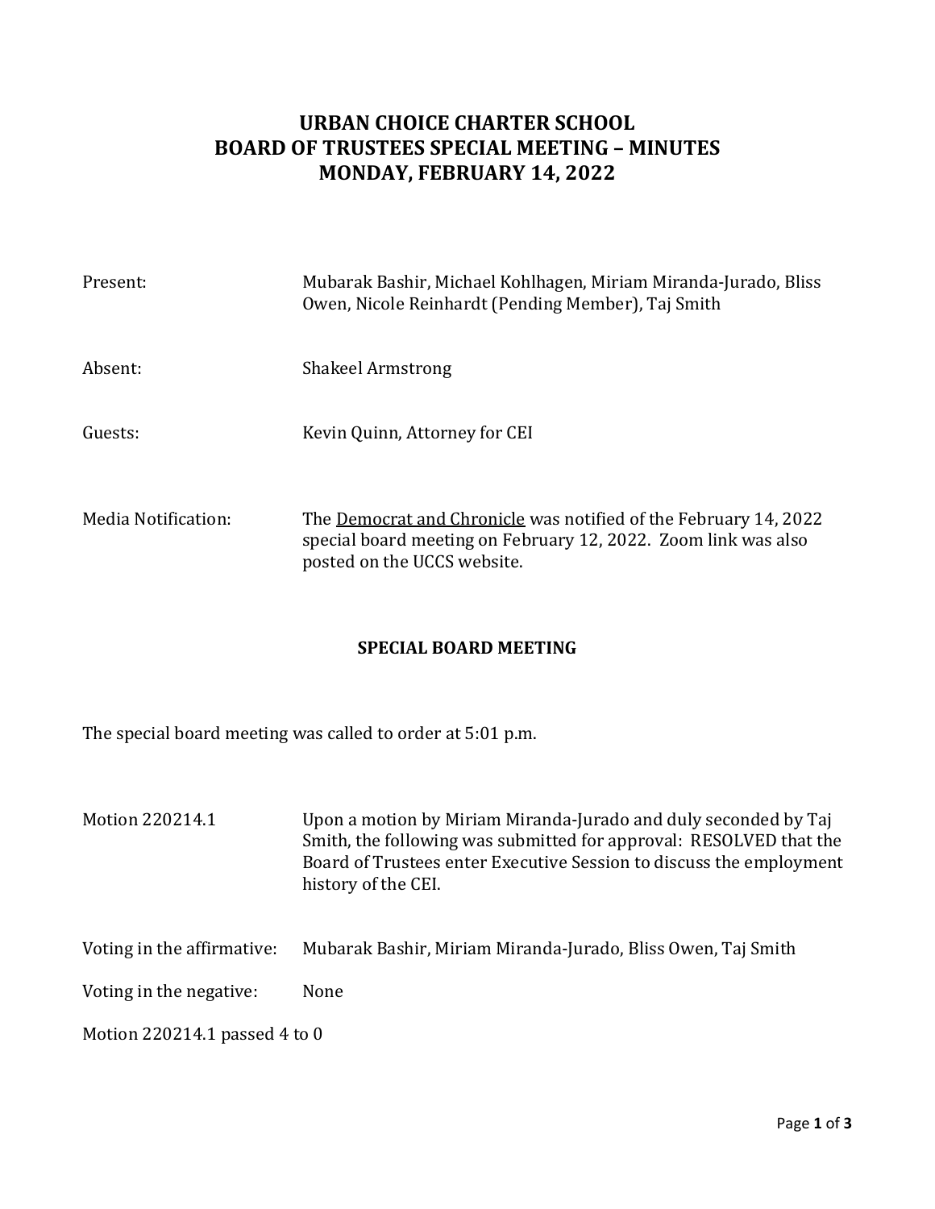# URBAN CHOICE CHARTER SCHOOL
# BOARD OF TRUSTEES SPECIAL MEETING – MINUTES
# MONDAY, FEBRUARY 14, 2022

Present: Mubarak Bashir, Michael Kohlhagen, Miriam Miranda-Jurado, Bliss Owen, Nicole Reinhardt (Pending Member), Taj Smith

Absent: Shakeel Armstrong

Guests: Kevin Quinn, Attorney for CEI

Media Notification: The Democrat and Chronicle was notified of the February 14, 2022 special board meeting on February 12, 2022. Zoom link was also posted on the UCCS website.

## SPECIAL BOARD MEETING

The special board meeting was called to order at 5:01 p.m.

Motion 220214.1: Upon a motion by Miriam Miranda-Jurado and duly seconded by Taj Smith, the following was submitted for approval: RESOLVED that the Board of Trustees enter Executive Session to discuss the employment history of the CEI.

Voting in the affirmative: Mubarak Bashir, Miriam Miranda-Jurado, Bliss Owen, Taj Smith

Voting in the negative: None

Motion 220214.1 passed 4 to 0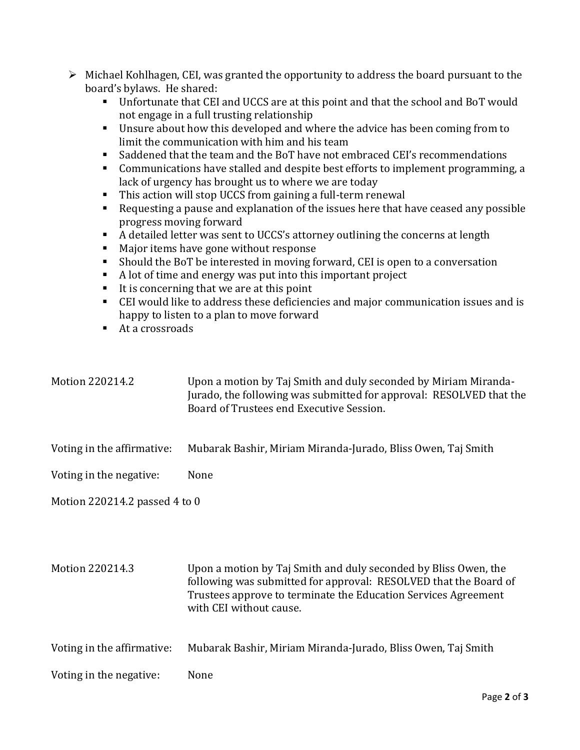- Michael Kohlhagen, CEI, was granted the opportunity to address the board pursuant to the board's bylaws. He shared:
  - Unfortunate that CEI and UCCS are at this point and that the school and BoT would not engage in a full trusting relationship
  - Unsure about how this developed and where the advice has been coming from to limit the communication with him and his team
  - Saddened that the team and the BoT have not embraced CEI's recommendations
  - Communications have stalled and despite best efforts to implement programming, a lack of urgency has brought us to where we are today
  - This action will stop UCCS from gaining a full-term renewal
  - Requesting a pause and explanation of the issues here that have ceased any possible progress moving forward
  - A detailed letter was sent to UCCS's attorney outlining the concerns at length
  - Major items have gone without response
  - Should the BoT be interested in moving forward, CEI is open to a conversation
  - A lot of time and energy was put into this important project
  - It is concerning that we are at this point
  - CEI would like to address these deficiencies and major communication issues and is happy to listen to a plan to move forward
  - At a crossroads

Motion 220214.2 — Upon a motion by Taj Smith and duly seconded by Miriam Miranda-Jurado, the following was submitted for approval: RESOLVED that the Board of Trustees end Executive Session.

Voting in the affirmative: Mubarak Bashir, Miriam Miranda-Jurado, Bliss Owen, Taj Smith

Voting in the negative: None

Motion 220214.2 passed 4 to 0

Motion 220214.3 — Upon a motion by Taj Smith and duly seconded by Bliss Owen, the following was submitted for approval: RESOLVED that the Board of Trustees approve to terminate the Education Services Agreement with CEI without cause.

Voting in the affirmative: Mubarak Bashir, Miriam Miranda-Jurado, Bliss Owen, Taj Smith

Voting in the negative: None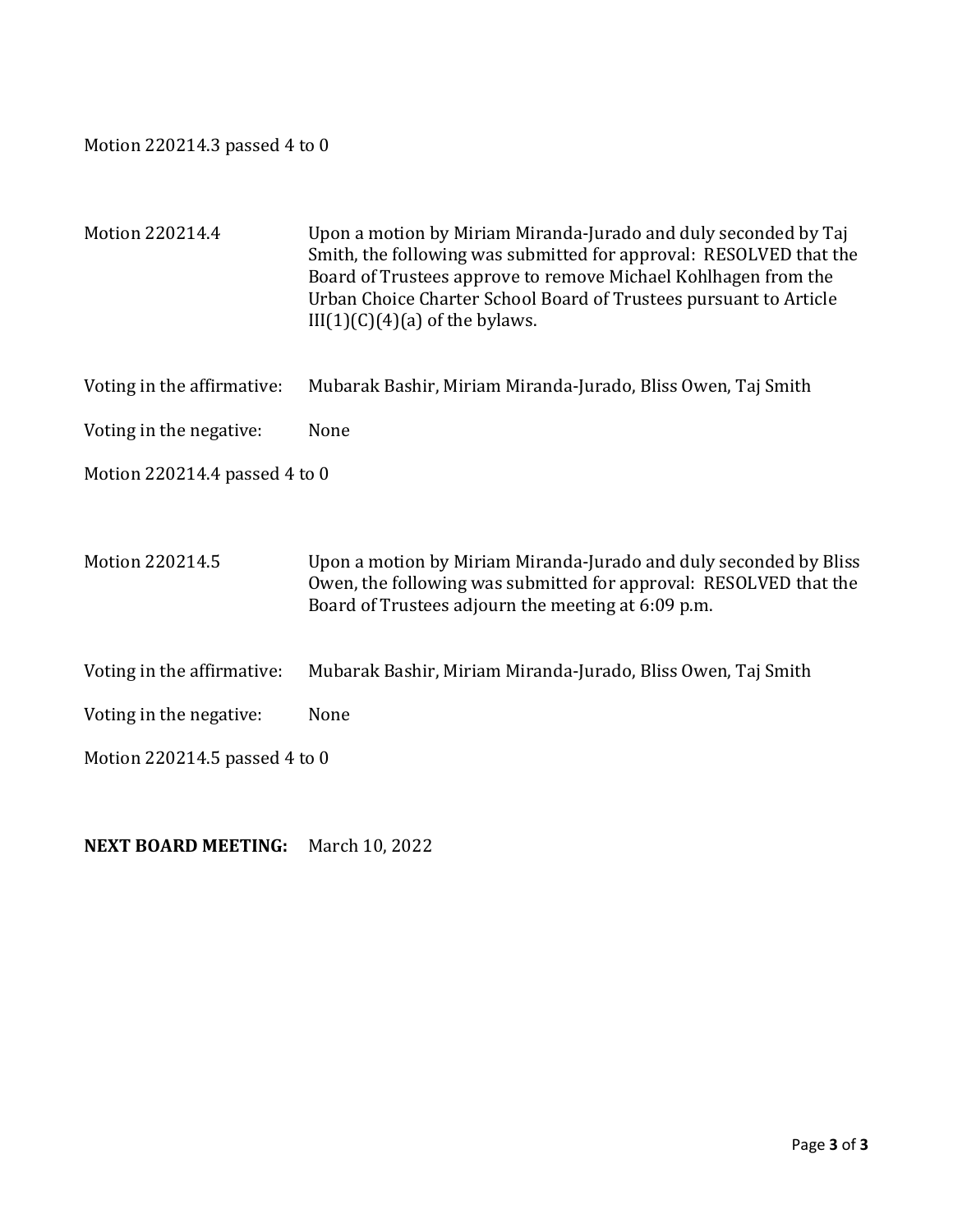Motion 220214.3 passed 4 to 0

Motion 220214.4 Upon a motion by Miriam Miranda-Jurado and duly seconded by Taj Smith, the following was submitted for approval: RESOLVED that the Board of Trustees approve to remove Michael Kohlhagen from the Urban Choice Charter School Board of Trustees pursuant to Article III(1)(C)(4)(a) of the bylaws.

Voting in the affirmative: Mubarak Bashir, Miriam Miranda-Jurado, Bliss Owen, Taj Smith

Voting in the negative: None

Motion 220214.4 passed 4 to 0

Motion 220214.5 Upon a motion by Miriam Miranda-Jurado and duly seconded by Bliss Owen, the following was submitted for approval: RESOLVED that the Board of Trustees adjourn the meeting at 6:09 p.m.

Voting in the affirmative: Mubarak Bashir, Miriam Miranda-Jurado, Bliss Owen, Taj Smith

Voting in the negative: None

Motion 220214.5 passed 4 to 0

**NEXT BOARD MEETING:** March 10, 2022